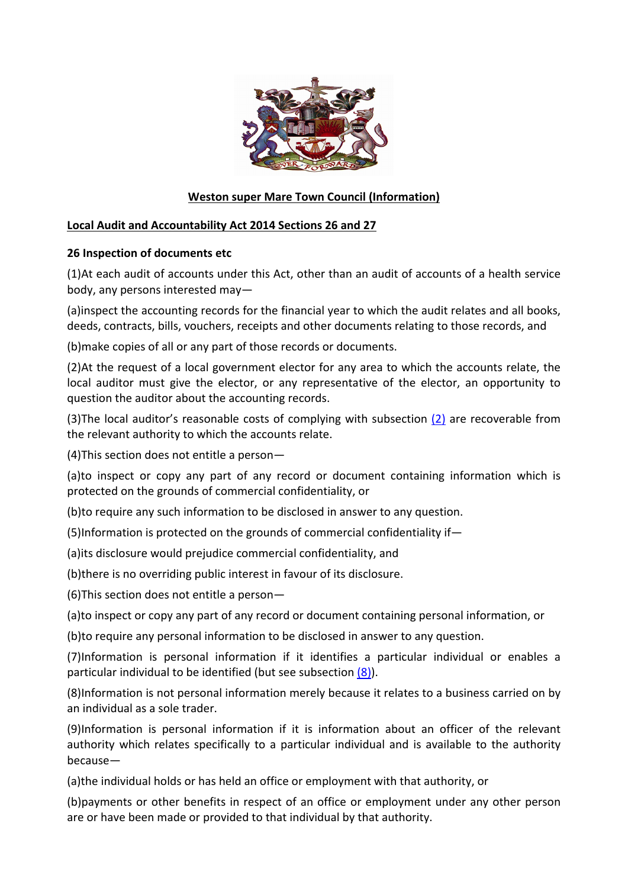**Weston super Mare Town Council (Information)**

**Local Audit and Accountability Act 2014 Sections 26 and 27**

**26 Inspection of documents etc**

(1)At each audit of accounts under this Act, other than an audit of accounts of a health service body, any persons interested may—

(a)inspect the accounting records for the financial year to which the audit relates and all books, deeds, contracts, bills, vouchers, receipts and other documents relating to those records, and

(b)make copies of all or any part of those records or documents.

(2)At the request of a local government elector for any area to which the accounts relate, the local auditor must give the elector, or any representative of the elector, an opportunity to question the auditor about the accounting records.

(3)The local auditor's reasonable costs of complying with subsection (2) are recoverable from the relevant authority to which the accounts relate.

(4)This section does not entitle a person—

(a)to inspect or copy any part of any record or document containing information which is protected on the grounds of commercial confidentiality, or

(b)to require any such information to be disclosed in answer to any question.

(5)Information is protected on the grounds of commercial confidentiality if—

(a)its disclosure would prejudice commercial confidentiality, and

(b)there is no overriding public interest in favour of its disclosure.

(6)This section does not entitle a person—

(a)to inspect or copy any part of any record or document containing personal information, or

(b)to require any personal information to be disclosed in answer to any question.

(7)Information is personal information if it identifies a particular individual or enables a particular individual to be identified (but see subsection (8)).

(8)Information is not personal information merely because it relates to a business carried on by an individual as a sole trader.

(9)Information is personal information if it is information about an officer of the relevant authority which relates specifically to a particular individual and is available to the authority because—

(a)the individual holds or has held an office or employment with that authority, or

(b)payments or other benefits in respect of an office or employment under any other person are or have been made or provided to that individual by that authority.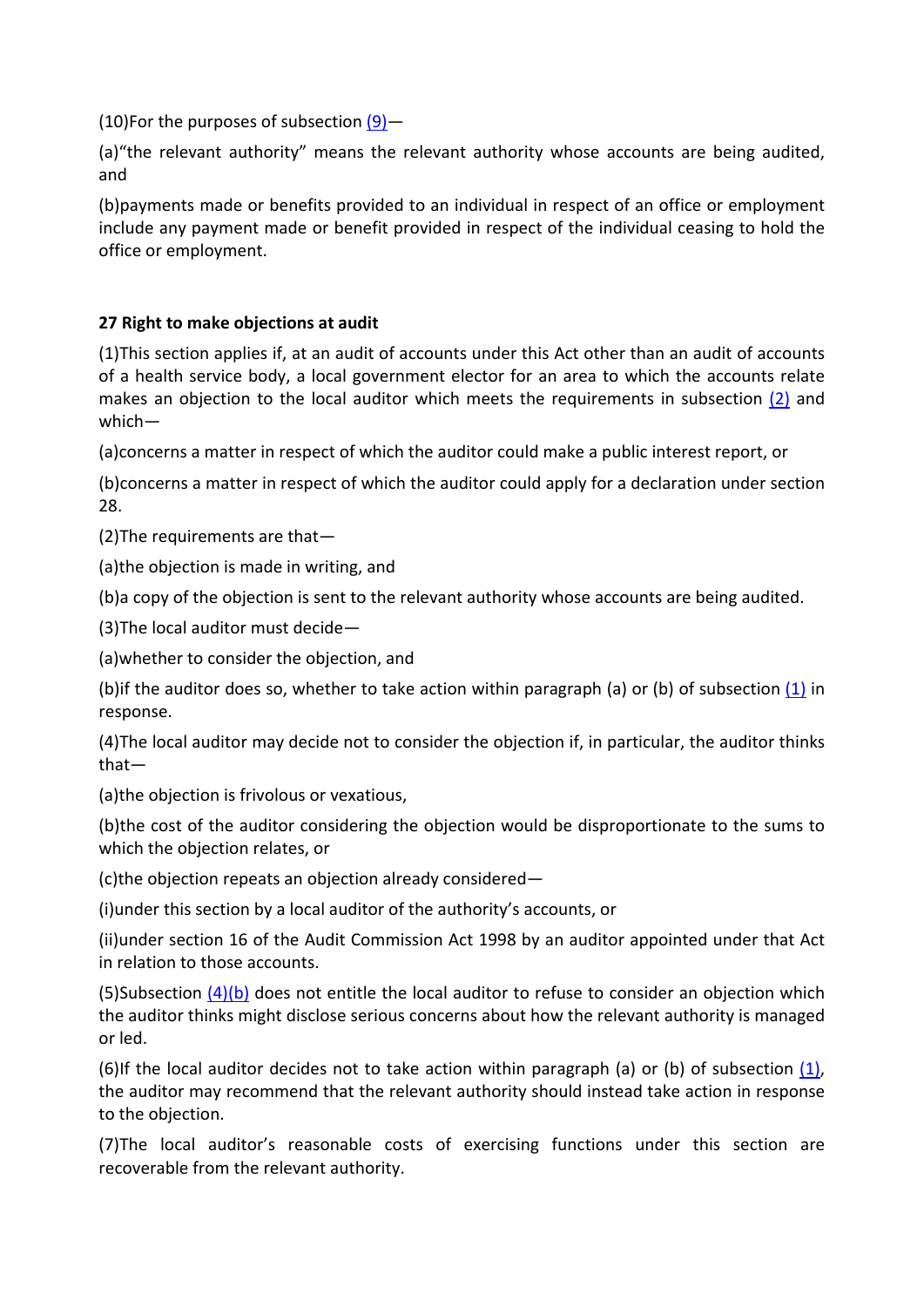(10)For the purposes of subsection (9)—

(a)“the relevant authority” means the relevant authority whose accounts are being audited, and

(b)payments made or benefits provided to an individual in respect of an office or employment include any payment made or benefit provided in respect of the individual ceasing to hold the office or employment.

**27 Right to make objections at audit**

(1)This section applies if, at an audit of accounts under this Act other than an audit of accounts of a health service body, a local government elector for an area to which the accounts relate makes an objection to the local auditor which meets the requirements in subsection (2) and which—

(a)concerns a matter in respect of which the auditor could make a public interest report, or

(b)concerns a matter in respect of which the auditor could apply for a declaration under section 28.

(2)The requirements are that—

(a)the objection is made in writing, and

(b)a copy of the objection is sent to the relevant authority whose accounts are being audited.

(3)The local auditor must decide—

(a)whether to consider the objection, and

(b)if the auditor does so, whether to take action within paragraph (a) or (b) of subsection (1) in response.

(4)The local auditor may decide not to consider the objection if, in particular, the auditor thinks that—

(a)the objection is frivolous or vexatious,

(b)the cost of the auditor considering the objection would be disproportionate to the sums to which the objection relates, or

(c)the objection repeats an objection already considered—

(i)under this section by a local auditor of the authority’s accounts, or

(ii)under section 16 of the Audit Commission Act 1998 by an auditor appointed under that Act in relation to those accounts.

(5)Subsection (4)(b) does not entitle the local auditor to refuse to consider an objection which the auditor thinks might disclose serious concerns about how the relevant authority is managed or led.

(6)If the local auditor decides not to take action within paragraph (a) or (b) of subsection (1), the auditor may recommend that the relevant authority should instead take action in response to the objection.

(7)The local auditor’s reasonable costs of exercising functions under this section are recoverable from the relevant authority.